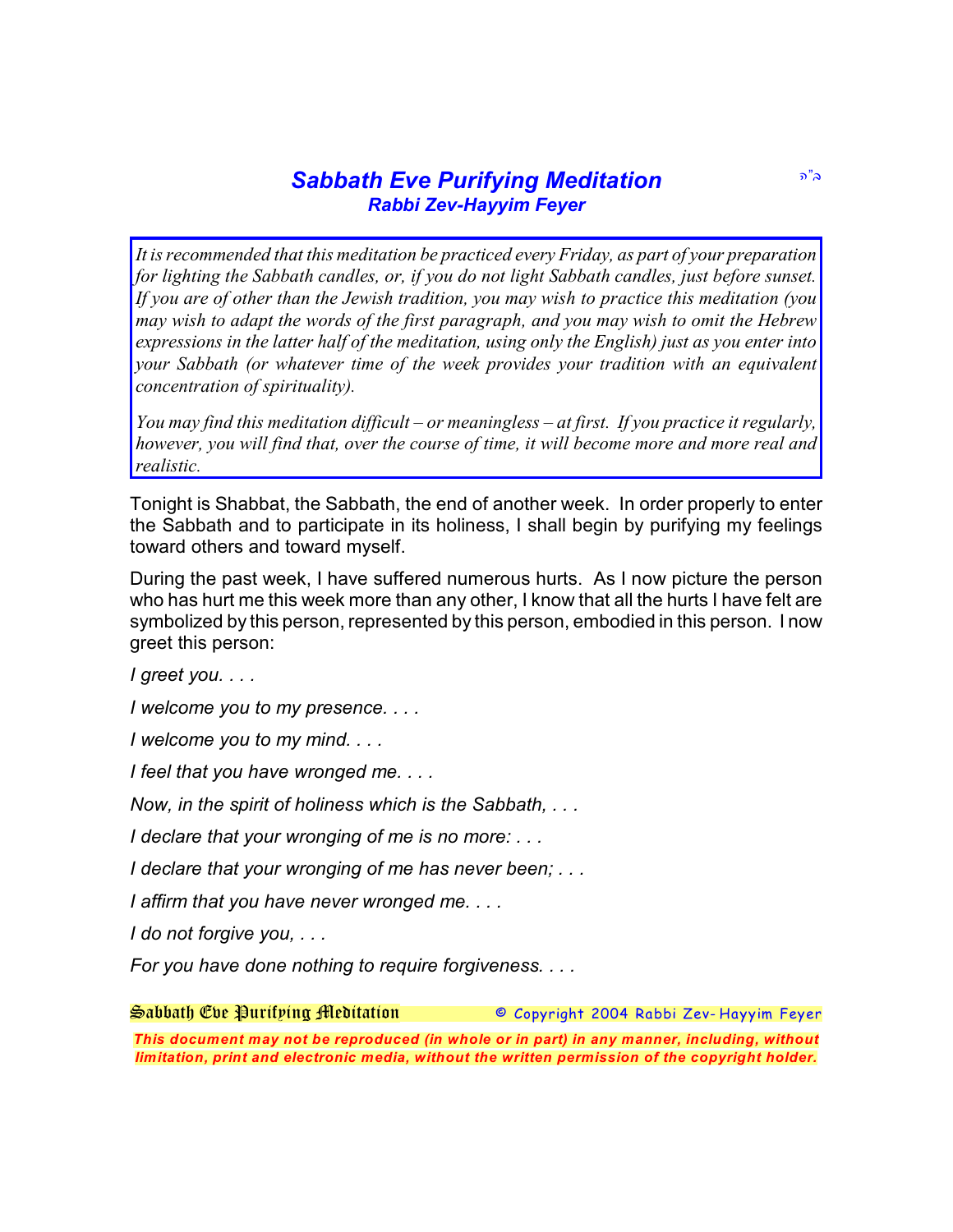# *Sabbath Eve Purifying Meditation*

### *Rabbi Zev-Hayyim Feyer*

ב"ה

*It is recommended that this meditation be practiced every Friday, as part of your preparation for lighting the Sabbath candles, or, if you do not light Sabbath candles, just before sunset. If you are of other than the Jewish tradition, you may wish to practice this meditation (you may wish to adapt the words of the first paragraph, and you may wish to omit the Hebrew expressions in the latter half of the meditation, using only the English) just as you enter into your Sabbath (or whatever time of the week provides your tradition with an equivalent concentration of spirituality).*

*You may find this meditation difficult – or meaningless – at first. If you practice it regularly, however, you will find that, over the course of time, it will become more and more real and realistic.*

Tonight is Shabbat, the Sabbath, the end of another week. In order properly to enter the Sabbath and to participate in its holiness, I shall begin by purifying my feelings toward others and toward myself.

During the past week, I have suffered numerous hurts. As I now picture the person who has hurt me this week more than any other, I know that all the hurts I have felt are symbolized by this person, represented by this person, embodied in this person. I now greet this person:

*I greet you. . . .*

*I welcome you to my presence. . . .*

*I welcome you to my mind. . . .*

*I feel that you have wronged me. . . .*

*Now, in the spirit of holiness which is the Sabbath, . . .*

*I declare that your wronging of me is no more: . . .*

*I declare that your wronging of me has never been; . . .*

*I affirm that you have never wronged me. . . .*

*I do not forgive you, . . .*

*For you have done nothing to require forgiveness. . . .*

Sabbath Eve Purifying Meditation © Copyright 2004 Rabbi Zev-Hayyim Feyer

***This document may not be reproduced (in whole or in part) in any manner, including, without limitation, print and electronic media, without the written permission of the copyright holder.***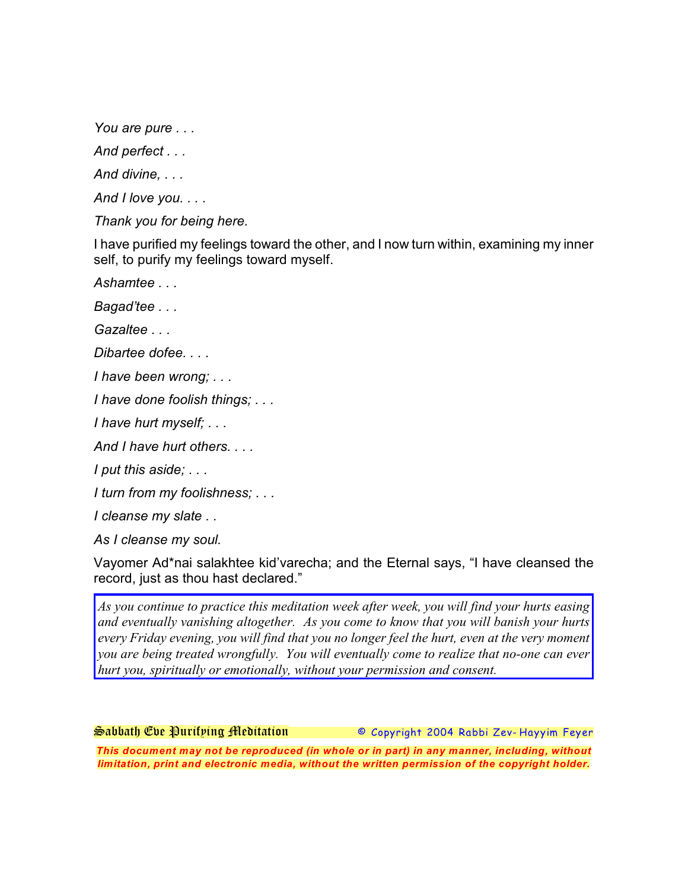*You are pure . . .*

*And perfect . . .*

*And divine, . . .*

*And I love you. . . .*

*Thank you for being here.*

I have purified my feelings toward the other, and I now turn within, examining my inner self, to purify my feelings toward myself.

*Ashamtee . . .*

*Bagad'tee . . .*

*Gazaltee . . .*

*Dibartee dofee. . . .*

*I have been wrong; . . .*

*I have done foolish things; . . .*

*I have hurt myself; . . .*

*And I have hurt others. . . .*

*I put this aside; . . .*

*I turn from my foolishness; . . .*

*I cleanse my slate . .*

*As I cleanse my soul.*

Vayomer Ad*nai salakhtee kid'varecha; and the Eternal says, "I have cleansed the record, just as thou hast declared."

*As you continue to practice this meditation week after week, you will find your hurts easing and eventually vanishing altogether. As you come to know that you will banish your hurts every Friday evening, you will find that you no longer feel the hurt, even at the very moment you are being treated wrongfully. You will eventually come to realize that no-one can ever hurt you, spiritually or emotionally, without your permission and consent.*

Sabbath Eve Purifying Meditation © Copyright 2004 Rabbi Zev-Hayyim Feyer

***This document may not be reproduced (in whole or in part) in any manner, including, without limitation, print and electronic media, without the written permission of the copyright holder.***